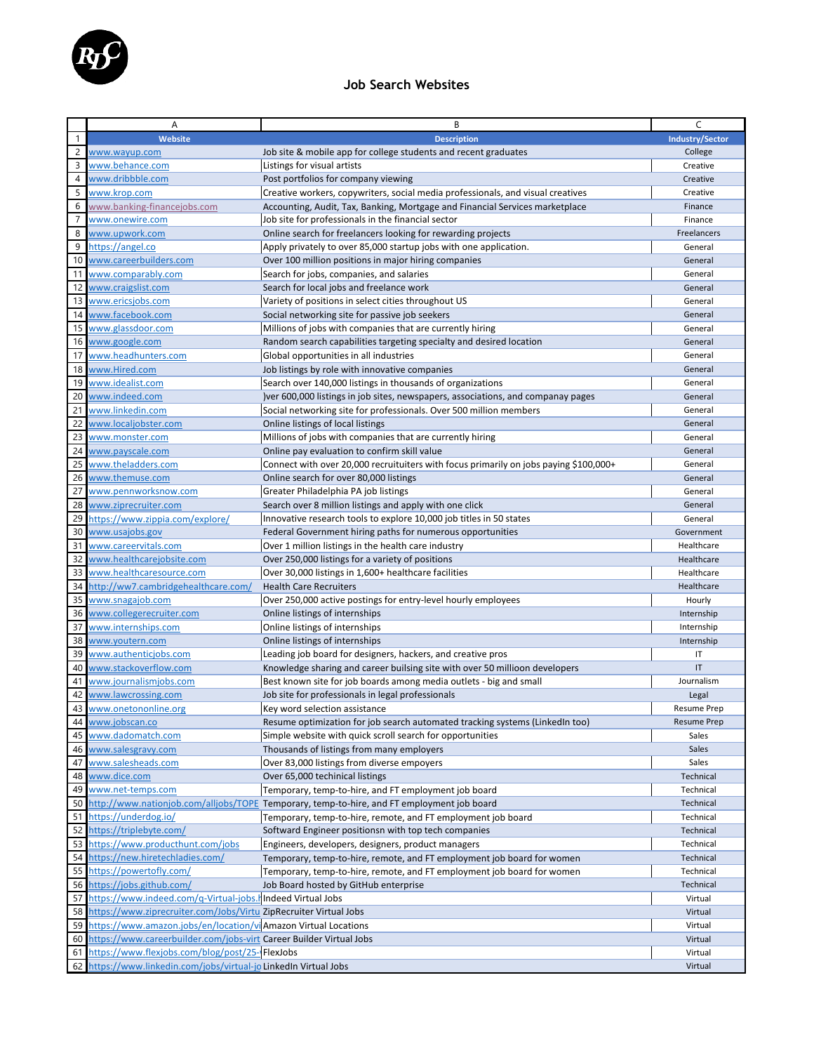# Job Search Websites

| Website | Description | Industry/Sector |
|---|---|---|
| www.wayup.com | Job site & mobile app for college students and recent graduates | College |
| www.behance.com | Listings for visual artists | Creative |
| www.dribbble.com | Post portfolios for company viewing | Creative |
| www.krop.com | Creative workers, copywriters, social media professionals, and visual creatives | Creative |
| www.banking-financejobs.com | Accounting, Audit, Tax, Banking, Mortgage and Financial Services marketplace | Finance |
| www.onewire.com | Job site for professionals in the financial sector | Finance |
| www.upwork.com | Online search for freelancers looking for rewarding projects | Freelancers |
| https://angel.co | Apply privately to over 85,000 startup jobs with one application. | General |
| www.careerbuilders.com | Over 100 million positions in major hiring companies | General |
| www.comparably.com | Search for jobs, companies, and salaries | General |
| www.craigslist.com | Search for local jobs and freelance work | General |
| www.ericsjobs.com | Variety of positions in select cities throughout US | General |
| www.facebook.com | Social networking site for passive job seekers | General |
| www.glassdoor.com | Millions of jobs with companies that are currently hiring | General |
| www.google.com | Random search capabilities targeting specialty and desired location | General |
| www.headhunters.com | Global opportunities in all industries | General |
| www.Hired.com | Job listings by role with innovative companies | General |
| www.idealist.com | Search over 140,000 listings in thousands of organizations | General |
| www.indeed.com | )ver 600,000 listings in job sites, newspapers, associations, and companay pages | General |
| www.linkedin.com | Social networking site for professionals. Over 500 million members | General |
| www.localjobster.com | Online listings of local listings | General |
| www.monster.com | Millions of jobs with companies that are currently hiring | General |
| www.payscale.com | Online pay evaluation to confirm skill value | General |
| www.theladders.com | Connect with over 20,000 recruituiters with focus primarily on jobs paying $100,000+ | General |
| www.themuse.com | Online search for over 80,000 listings | General |
| www.pennworksnow.com | Greater Philadelphia PA job listings | General |
| www.ziprecruiter.com | Search over 8 million listings and apply with one click | General |
| https://www.zippia.com/explore/ | Innovative research tools to explore 10,000 job titles in 50 states | General |
| www.usajobs.gov | Federal Government hiring paths for numerous opportunities | Government |
| www.careervitals.com | Over 1 million listings in the health care industry | Healthcare |
| www.healthcarejobsite.com | Over 250,000 listings for a variety of positions | Healthcare |
| www.healthcaresource.com | Over 30,000 listings in 1,600+ healthcare facilities | Healthcare |
| http://ww7.cambridgehealthcare.com/ | Health Care Recruiters | Healthcare |
| www.snagajob.com | Over 250,000 active postings for entry-level hourly employees | Hourly |
| www.collegerecruiter.com | Online listings of internships | Internship |
| www.internships.com | Online listings of internships | Internship |
| www.youtern.com | Online listings of internships | Internship |
| www.authenticjobs.com | Leading job board for designers, hackers, and creative pros | IT |
| www.stackoverflow.com | Knowledge sharing and career builsing site with over 50 millioon developers | IT |
| www.journalismjobs.com | Best known site for job boards among media outlets - big and small | Journalism |
| www.lawcrossing.com | Job site for professionals in legal professionals | Legal |
| www.onetononline.org | Key word selection assistance | Resume Prep |
| www.jobscan.co | Resume optimization for job search automated tracking systems (LinkedIn too) | Resume Prep |
| www.dadomatch.com | Simple website with quick scroll search for opportunities | Sales |
| www.salesgravy.com | Thousands of listings from many employers | Sales |
| www.salesheads.com | Over 83,000 listings from diverse empoyers | Sales |
| www.dice.com | Over 65,000 techinical listings | Technical |
| www.net-temps.com | Temporary, temp-to-hire, and FT employment job board | Technical |
| http://www.nationjob.com/alljobs/TOPE | Temporary, temp-to-hire, and FT employment job board | Technical |
| https://underdog.io/ | Temporary, temp-to-hire, remote, and FT employment job board | Technical |
| https://triplebyte.com/ | Softward Engineer positionsn with top tech companies | Technical |
| https://www.producthunt.com/jobs | Engineers, developers, designers, product managers | Technical |
| https://new.hiretechladies.com/ | Temporary, temp-to-hire, remote, and FT employment job board for women | Technical |
| https://powertofly.com/ | Temporary, temp-to-hire, remote, and FT employment job board for women | Technical |
| https://jobs.github.com/ | Job Board hosted by GitHub enterprise | Technical |
| https://www.indeed.com/q-Virtual-jobs.h | Indeed Virtual Jobs | Virtual |
| https://www.ziprecruiter.com/Jobs/Virtu | ZipRecruiter Virtual Jobs | Virtual |
| https://www.amazon.jobs/en/location/vi | Amazon Virtual Locations | Virtual |
| https://www.careerbuilder.com/jobs-virt | Career Builder Virtual Jobs | Virtual |
| https://www.flexjobs.com/blog/post/25- | FlexJobs | Virtual |
| https://www.linkedin.com/jobs/virtual-jo | LinkedIn Virtual Jobs | Virtual |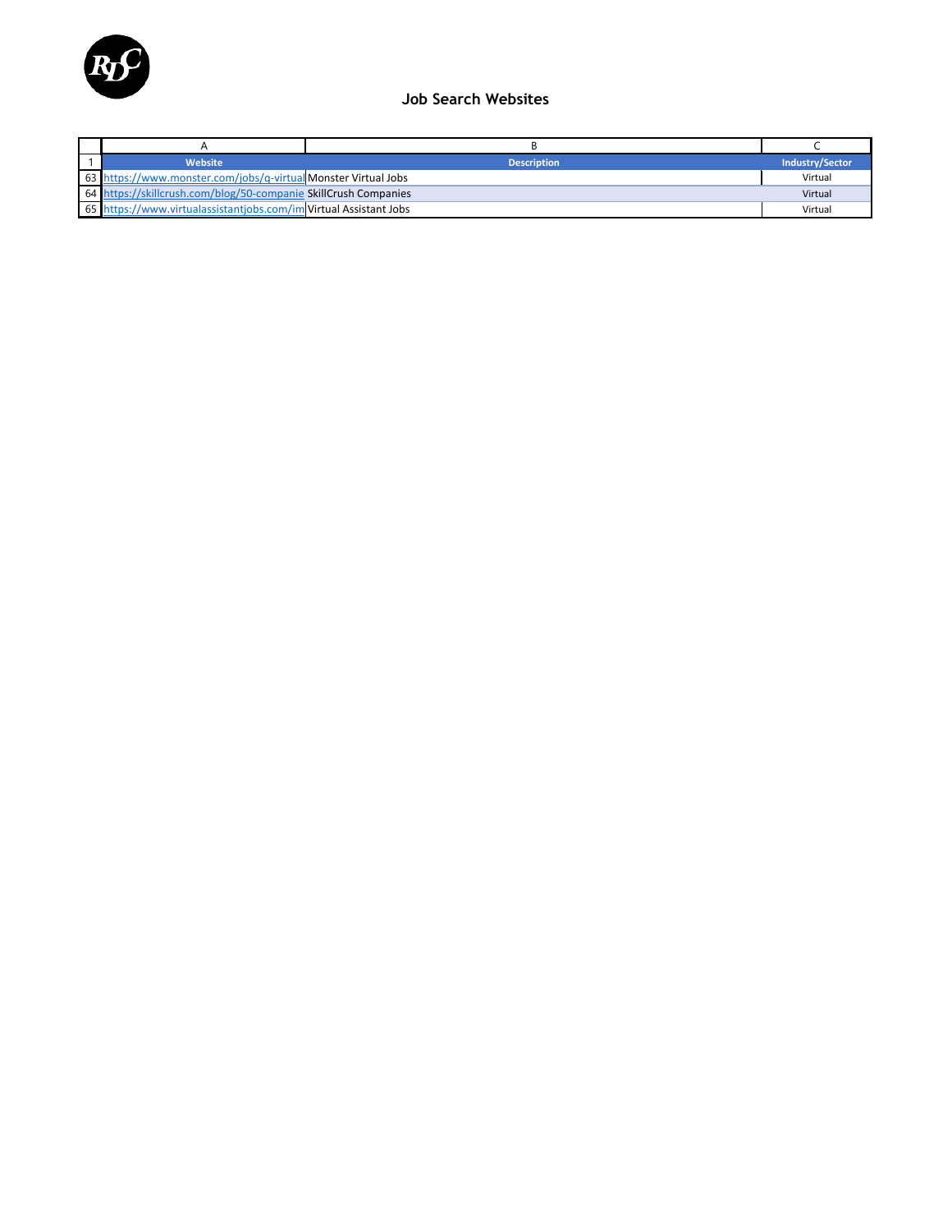## Job Search Websites

| | A | B | C |
|---|---|---|---|
| 1 | Website | Description | Industry/Sector |
| 63 | https://www.monster.com/jobs/q-virtual | Monster Virtual Jobs | Virtual |
| 64 | https://skillcrush.com/blog/50-companie | SkillCrush Companies | Virtual |
| 65 | https://www.virtualassistantjobs.com/im | Virtual Assistant Jobs | Virtual |